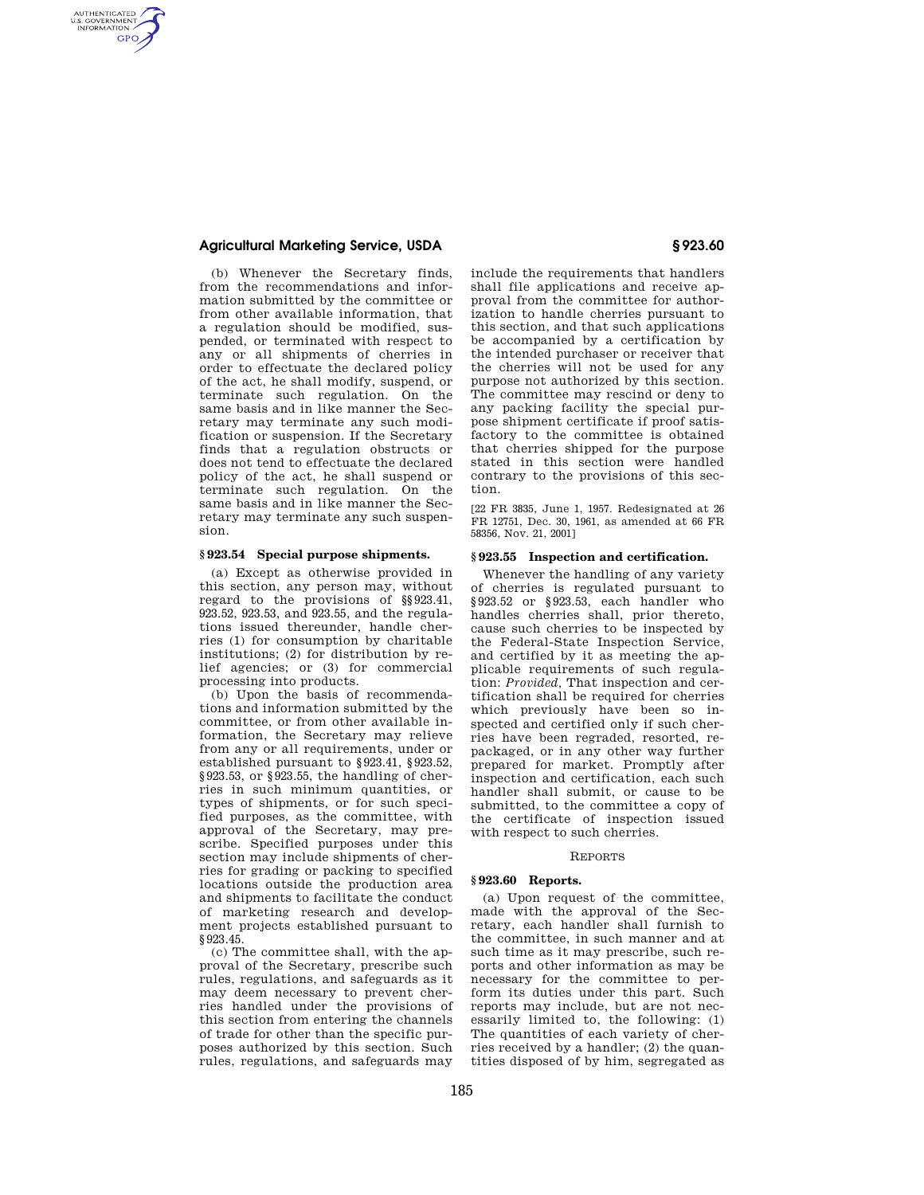(b) Whenever the Secretary finds, from the recommendations and information submitted by the committee or from other available information, that a regulation should be modified, suspended, or terminated with respect to any or all shipments of cherries in order to effectuate the declared policy of the act, he shall modify, suspend, or terminate such regulation. On the same basis and in like manner the Secretary may terminate any such modification or suspension. If the Secretary finds that a regulation obstructs or does not tend to effectuate the declared policy of the act, he shall suspend or terminate such regulation. On the same basis and in like manner the Secretary may terminate any such suspension.

### § 923.54 Special purpose shipments.

(a) Except as otherwise provided in this section, any person may, without regard to the provisions of §§ 923.41, 923.52, 923.53, and 923.55, and the regulations issued thereunder, handle cherries (1) for consumption by charitable institutions; (2) for distribution by relief agencies; or (3) for commercial processing into products.

(b) Upon the basis of recommendations and information submitted by the committee, or from other available information, the Secretary may relieve from any or all requirements, under or established pursuant to § 923.41, § 923.52, § 923.53, or § 923.55, the handling of cherries in such minimum quantities, or types of shipments, or for such specified purposes, as the committee, with approval of the Secretary, may prescribe. Specified purposes under this section may include shipments of cherries for grading or packing to specified locations outside the production area and shipments to facilitate the conduct of marketing research and development projects established pursuant to § 923.45.

(c) The committee shall, with the approval of the Secretary, prescribe such rules, regulations, and safeguards as it may deem necessary to prevent cherries handled under the provisions of this section from entering the channels of trade for other than the specific purposes authorized by this section. Such rules, regulations, and safeguards may include the requirements that handlers shall file applications and receive approval from the committee for authorization to handle cherries pursuant to this section, and that such applications be accompanied by a certification by the intended purchaser or receiver that the cherries will not be used for any purpose not authorized by this section. The committee may rescind or deny to any packing facility the special purpose shipment certificate if proof satisfactory to the committee is obtained that cherries shipped for the purpose stated in this section were handled contrary to the provisions of this section.

[22 FR 3835, June 1, 1957. Redesignated at 26 FR 12751, Dec. 30, 1961, as amended at 66 FR 58356, Nov. 21, 2001]

### § 923.55 Inspection and certification.

Whenever the handling of any variety of cherries is regulated pursuant to § 923.52 or § 923.53, each handler who handles cherries shall, prior thereto, cause such cherries to be inspected by the Federal-State Inspection Service, and certified by it as meeting the applicable requirements of such regulation: *Provided*, That inspection and certification shall be required for cherries which previously have been so inspected and certified only if such cherries have been regraded, resorted, repackaged, or in any other way further prepared for market. Promptly after inspection and certification, each such handler shall submit, or cause to be submitted, to the committee a copy of the certificate of inspection issued with respect to such cherries.

## REPORTS

### § 923.60 Reports.

(a) Upon request of the committee, made with the approval of the Secretary, each handler shall furnish to the committee, in such manner and at such time as it may prescribe, such reports and other information as may be necessary for the committee to perform its duties under this part. Such reports may include, but are not necessarily limited to, the following: (1) The quantities of each variety of cherries received by a handler; (2) the quantities disposed of by him, segregated as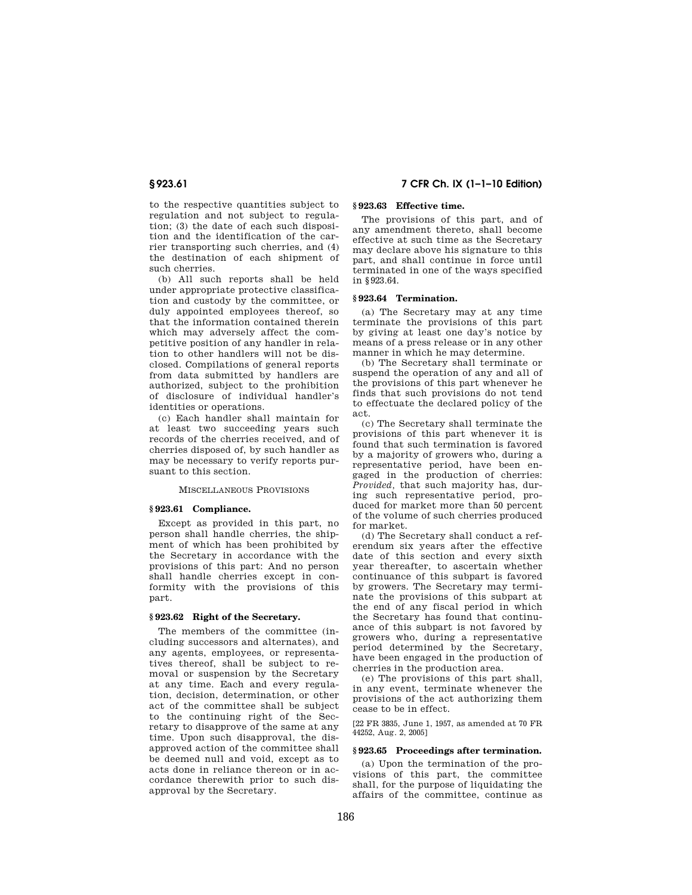to the respective quantities subject to regulation and not subject to regulation; (3) the date of each such disposition and the identification of the carrier transporting such cherries, and (4) the destination of each shipment of such cherries.

(b) All such reports shall be held under appropriate protective classification and custody by the committee, or duly appointed employees thereof, so that the information contained therein which may adversely affect the competitive position of any handler in relation to other handlers will not be disclosed. Compilations of general reports from data submitted by handlers are authorized, subject to the prohibition of disclosure of individual handler's identities or operations.

(c) Each handler shall maintain for at least two succeeding years such records of the cherries received, and of cherries disposed of, by such handler as may be necessary to verify reports pursuant to this section.

MISCELLANEOUS PROVISIONS

### § 923.61 Compliance.

Except as provided in this part, no person shall handle cherries, the shipment of which has been prohibited by the Secretary in accordance with the provisions of this part: And no person shall handle cherries except in conformity with the provisions of this part.

### § 923.62 Right of the Secretary.

The members of the committee (including successors and alternates), and any agents, employees, or representatives thereof, shall be subject to removal or suspension by the Secretary at any time. Each and every regulation, decision, determination, or other act of the committee shall be subject to the continuing right of the Secretary to disapprove of the same at any time. Upon such disapproval, the disapproved action of the committee shall be deemed null and void, except as to acts done in reliance thereon or in accordance therewith prior to such disapproval by the Secretary.

### § 923.63 Effective time.

The provisions of this part, and of any amendment thereto, shall become effective at such time as the Secretary may declare above his signature to this part, and shall continue in force until terminated in one of the ways specified in § 923.64.

### § 923.64 Termination.

(a) The Secretary may at any time terminate the provisions of this part by giving at least one day's notice by means of a press release or in any other manner in which he may determine.

(b) The Secretary shall terminate or suspend the operation of any and all of the provisions of this part whenever he finds that such provisions do not tend to effectuate the declared policy of the act.

(c) The Secretary shall terminate the provisions of this part whenever it is found that such termination is favored by a majority of growers who, during a representative period, have been engaged in the production of cherries: *Provided*, that such majority has, during such representative period, produced for market more than 50 percent of the volume of such cherries produced for market.

(d) The Secretary shall conduct a referendum six years after the effective date of this section and every sixth year thereafter, to ascertain whether continuance of this subpart is favored by growers. The Secretary may terminate the provisions of this subpart at the end of any fiscal period in which the Secretary has found that continuance of this subpart is not favored by growers who, during a representative period determined by the Secretary, have been engaged in the production of cherries in the production area.

(e) The provisions of this part shall, in any event, terminate whenever the provisions of the act authorizing them cease to be in effect.

[22 FR 3835, June 1, 1957, as amended at 70 FR 44252, Aug. 2, 2005]

### § 923.65 Proceedings after termination.

(a) Upon the termination of the provisions of this part, the committee shall, for the purpose of liquidating the affairs of the committee, continue as